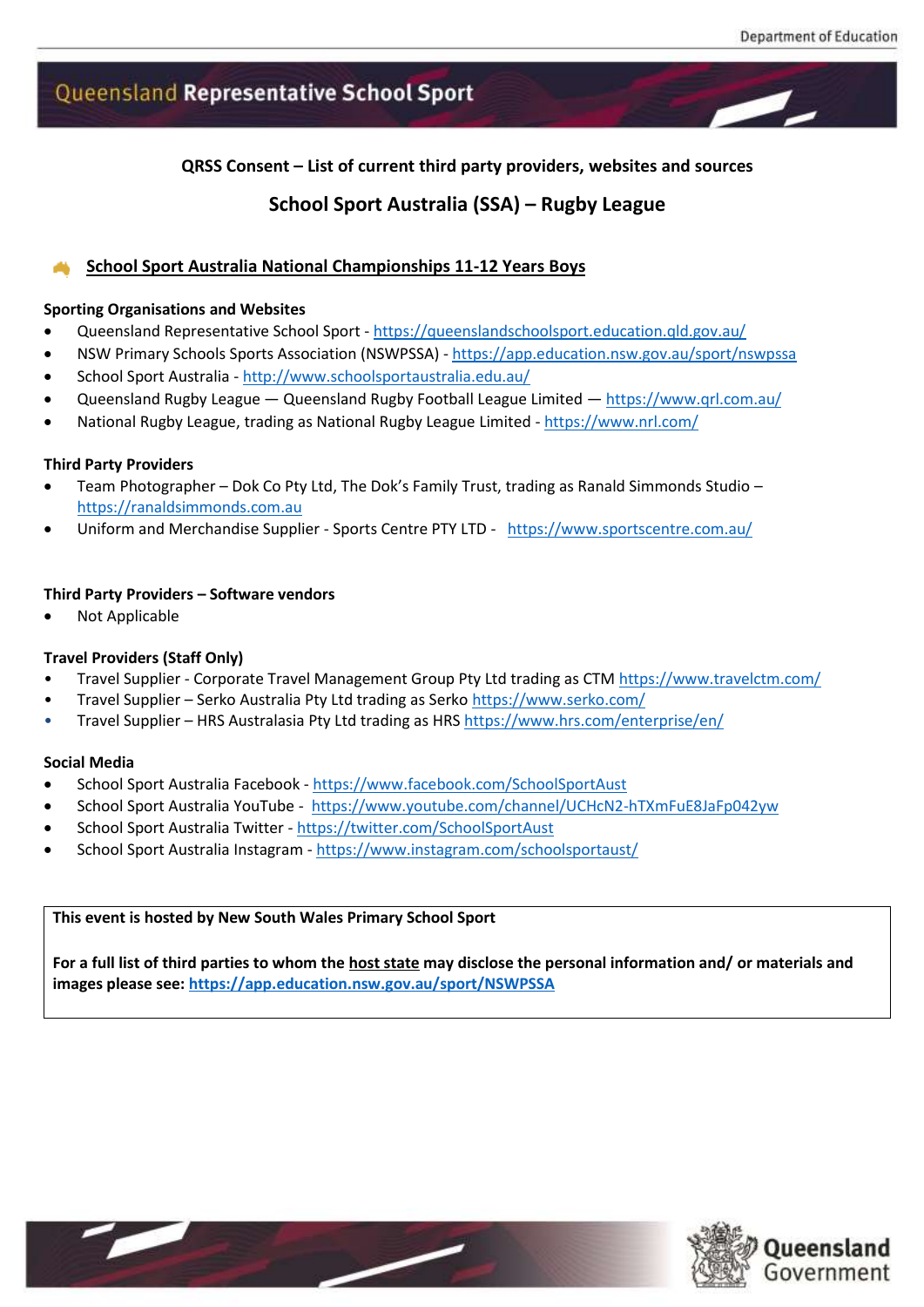Queensland Representative School Sport

**QRSS Consent – List of current third party providers, websites and sources**

## School Sport Australia (SSA) – Rugby League

### School Sport Australia National Championships 11-12 Years Boys

**Sporting Organisations and Websites**

- Queensland Representative School Sport - https://queenslandschoolsport.education.qld.gov.au/
- NSW Primary Schools Sports Association (NSWPSSA) - https://app.education.nsw.gov.au/sport/nswpssa
- School Sport Australia - http://www.schoolsportaustralia.edu.au/
- Queensland Rugby League — Queensland Rugby Football League Limited — https://www.qrl.com.au/
- National Rugby League, trading as National Rugby League Limited - https://www.nrl.com/

**Third Party Providers**

- Team Photographer – Dok Co Pty Ltd, The Dok's Family Trust, trading as Ranald Simmonds Studio – https://ranaldsimmonds.com.au
- Uniform and Merchandise Supplier - Sports Centre PTY LTD - https://www.sportscentre.com.au/

**Third Party Providers – Software vendors**

- Not Applicable

**Travel Providers (Staff Only)**

- Travel Supplier - Corporate Travel Management Group Pty Ltd trading as CTM https://www.travelctm.com/
- Travel Supplier – Serko Australia Pty Ltd trading as Serko https://www.serko.com/
- Travel Supplier – HRS Australasia Pty Ltd trading as HRS https://www.hrs.com/enterprise/en/

**Social Media**

- School Sport Australia Facebook - https://www.facebook.com/SchoolSportAust
- School Sport Australia YouTube - https://www.youtube.com/channel/UCHcN2-hTXmFuE8JaFp042yw
- School Sport Australia Twitter - https://twitter.com/SchoolSportAust
- School Sport Australia Instagram - https://www.instagram.com/schoolsportaust/

**This event is hosted by New South Wales Primary School Sport**

**For a full list of third parties to whom the host state may disclose the personal information and/ or materials and images please see: https://app.education.nsw.gov.au/sport/NSWPSSA**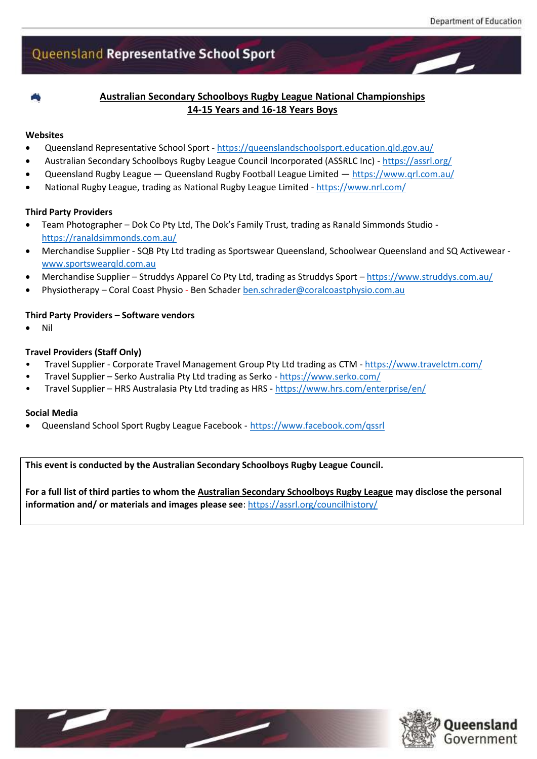# Queensland Representative School Sport

## Australian Secondary Schoolboys Rugby League National Championships 14-15 Years and 16-18 Years Boys

**Websites**

- Queensland Representative School Sport - https://queenslandschoolsport.education.qld.gov.au/
- Australian Secondary Schoolboys Rugby League Council Incorporated (ASSRLC Inc) - https://assrl.org/
- Queensland Rugby League — Queensland Rugby Football League Limited — https://www.qrl.com.au/
- National Rugby League, trading as National Rugby League Limited - https://www.nrl.com/

**Third Party Providers**

- Team Photographer – Dok Co Pty Ltd, The Dok's Family Trust, trading as Ranald Simmonds Studio - https://ranaldsimmonds.com.au/
- Merchandise Supplier - SQB Pty Ltd trading as Sportswear Queensland, Schoolwear Queensland and SQ Activewear - www.sportswearqld.com.au
- Merchandise Supplier – Struddys Apparel Co Pty Ltd, trading as Struddys Sport – https://www.struddys.com.au/
- Physiotherapy – Coral Coast Physio - Ben Schader ben.schrader@coralcoastphysio.com.au

**Third Party Providers – Software vendors**

- Nil

**Travel Providers (Staff Only)**

- Travel Supplier - Corporate Travel Management Group Pty Ltd trading as CTM - https://www.travelctm.com/
- Travel Supplier – Serko Australia Pty Ltd trading as Serko - https://www.serko.com/
- Travel Supplier – HRS Australasia Pty Ltd trading as HRS - https://www.hrs.com/enterprise/en/

**Social Media**

- Queensland School Sport Rugby League Facebook - https://www.facebook.com/qssrl

**This event is conducted by the Australian Secondary Schoolboys Rugby League Council.**

**For a full list of third parties to whom the Australian Secondary Schoolboys Rugby League may disclose the personal information and/ or materials and images please see**: https://assrl.org/councilhistory/